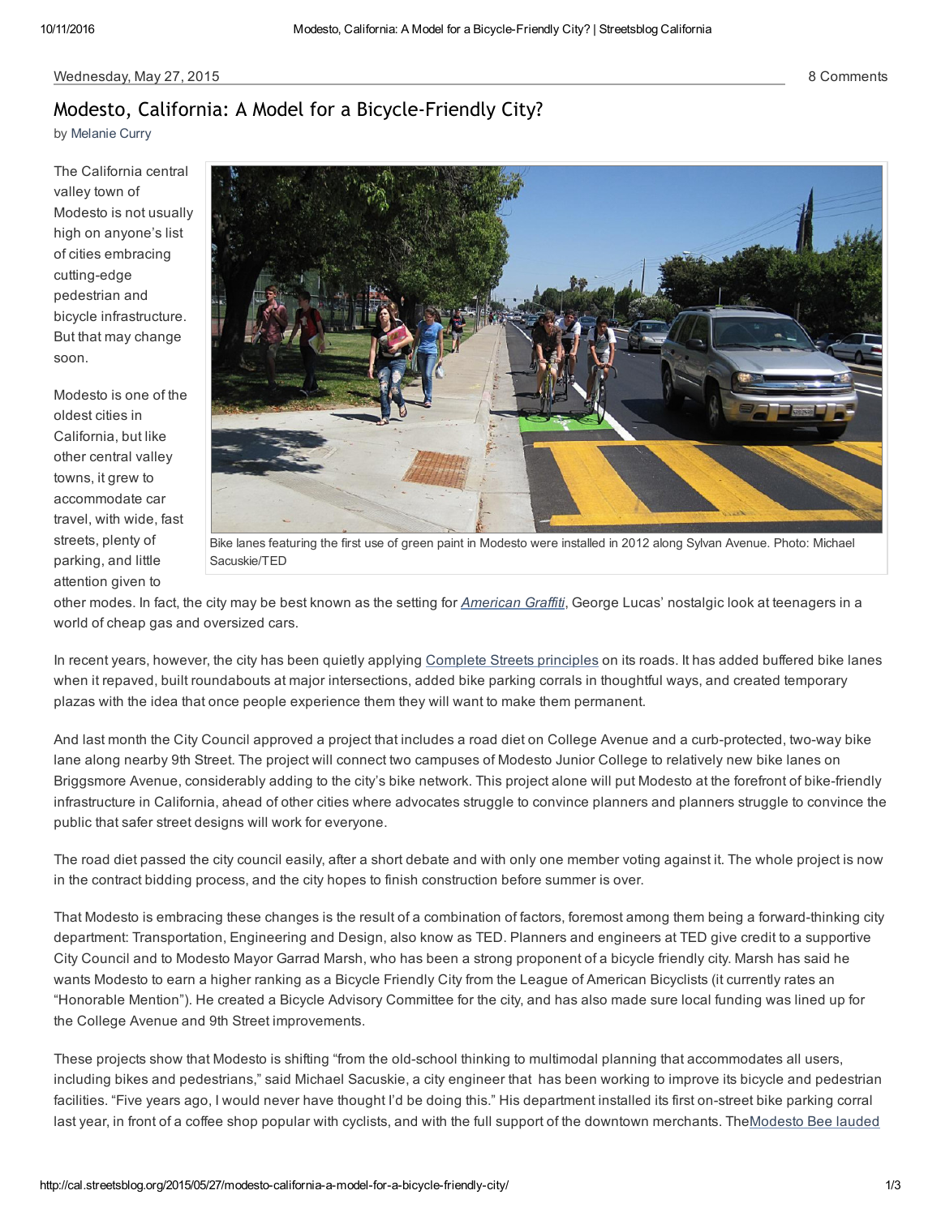Wednesday, May 27, 2015 8 Comments

# Modesto, California: A Model for a Bicycle-Friendly City?

by Melanie Curry

Bike lanes featuring the first use of green paint in Modesto were installed in 2012 along Sylvan Avenue. Photo: Michael Sacuskie/TED

The California central valley town of Modesto is not usually high on anyone's list of cities embracing cutting-edge pedestrian and bicycle infrastructure. But that may change soon.

Modesto is one of the oldest cities in California, but like other central valley towns, it grew to accommodate car travel, with wide, fast streets, plenty of parking, and little attention given to other modes. In fact, the city may be best known as the setting for *American Graffiti*, George Lucas' nostalgic look at teenagers in a world of cheap gas and oversized cars.

In recent years, however, the city has been quietly applying Complete Streets principles on its roads. It has added buffered bike lanes when it repaved, built roundabouts at major intersections, added bike parking corrals in thoughtful ways, and created temporary plazas with the idea that once people experience them they will want to make them permanent.

And last month the City Council approved a project that includes a road diet on College Avenue and a curb-protected, two-way bike lane along nearby 9th Street. The project will connect two campuses of Modesto Junior College to relatively new bike lanes on Briggsmore Avenue, considerably adding to the city's bike network. This project alone will put Modesto at the forefront of bike-friendly infrastructure in California, ahead of other cities where advocates struggle to convince planners and planners struggle to convince the public that safer street designs will work for everyone.

The road diet passed the city council easily, after a short debate and with only one member voting against it. The whole project is now in the contract bidding process, and the city hopes to finish construction before summer is over.

That Modesto is embracing these changes is the result of a combination of factors, foremost among them being a forward-thinking city department: Transportation, Engineering and Design, also know as TED. Planners and engineers at TED give credit to a supportive City Council and to Modesto Mayor Garrad Marsh, who has been a strong proponent of a bicycle friendly city. Marsh has said he wants Modesto to earn a higher ranking as a Bicycle Friendly City from the League of American Bicyclists (it currently rates an "Honorable Mention"). He created a Bicycle Advisory Committee for the city, and has also made sure local funding was lined up for the College Avenue and 9th Street improvements.

These projects show that Modesto is shifting "from the old-school thinking to multimodal planning that accommodates all users, including bikes and pedestrians," said Michael Sacuskie, a city engineer that has been working to improve its bicycle and pedestrian facilities. "Five years ago, I would never have thought I'd be doing this." His department installed its first on-street bike parking corral last year, in front of a coffee shop popular with cyclists, and with the full support of the downtown merchants. The Modesto Bee lauded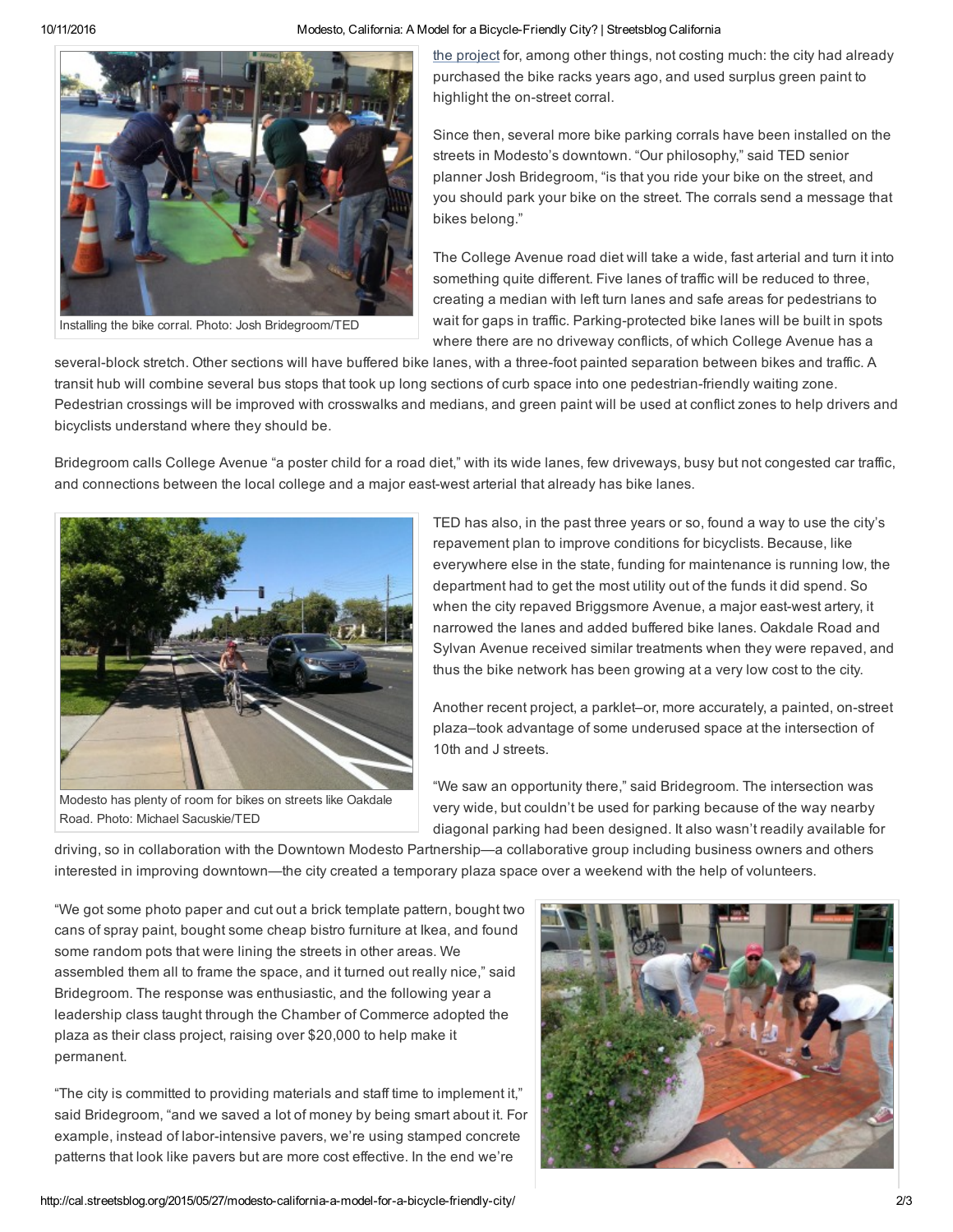[the project](http://cal.streetsblog.org/2015/05/27/modesto-california-a-model-for-a-bicycle-friendly-city/) for, among other things, not costing much: the city had already purchased the bike racks years ago, and used surplus green paint to highlight the on-street corral.

Installing the bike corral. Photo: Josh Bridegroom/TED

Since then, several more bike parking corrals have been installed on the streets in Modesto's downtown. "Our philosophy," said TED senior planner Josh Bridegroom, "is that you ride your bike on the street, and you should park your bike on the street. The corrals send a message that bikes belong."

The College Avenue road diet will take a wide, fast arterial and turn it into something quite different. Five lanes of traffic will be reduced to three, creating a median with left turn lanes and safe areas for pedestrians to wait for gaps in traffic. Parking-protected bike lanes will be built in spots where there are no driveway conflicts, of which College Avenue has a several-block stretch. Other sections will have buffered bike lanes, with a three-foot painted separation between bikes and traffic. A transit hub will combine several bus stops that took up long sections of curb space into one pedestrian-friendly waiting zone. Pedestrian crossings will be improved with crosswalks and medians, and green paint will be used at conflict zones to help drivers and bicyclists understand where they should be.

Bridegroom calls College Avenue "a poster child for a road diet," with its wide lanes, few driveways, busy but not congested car traffic, and connections between the local college and a major east-west arterial that already has bike lanes.

Modesto has plenty of room for bikes on streets like Oakdale Road. Photo: Michael Sacuskie/TED

TED has also, in the past three years or so, found a way to use the city's repavement plan to improve conditions for bicyclists. Because, like everywhere else in the state, funding for maintenance is running low, the department had to get the most utility out of the funds it did spend. So when the city repaved Briggsmore Avenue, a major east-west artery, it narrowed the lanes and added buffered bike lanes. Oakdale Road and Sylvan Avenue received similar treatments when they were repaved, and thus the bike network has been growing at a very low cost to the city.

Another recent project, a parklet–or, more accurately, a painted, on-street plaza–took advantage of some underused space at the intersection of 10th and J streets.

"We saw an opportunity there," said Bridegroom. The intersection was very wide, but couldn't be used for parking because of the way nearby diagonal parking had been designed. It also wasn't readily available for driving, so in collaboration with the Downtown Modesto Partnership—a collaborative group including business owners and others interested in improving downtown—the city created a temporary plaza space over a weekend with the help of volunteers.

"We got some photo paper and cut out a brick template pattern, bought two cans of spray paint, bought some cheap bistro furniture at Ikea, and found some random pots that were lining the streets in other areas. We assembled them all to frame the space, and it turned out really nice," said Bridegroom. The response was enthusiastic, and the following year a leadership class taught through the Chamber of Commerce adopted the plaza as their class project, raising over $20,000 to help make it permanent.

"The city is committed to providing materials and staff time to implement it," said Bridegroom, "and we saved a lot of money by being smart about it. For example, instead of labor-intensive pavers, we're using stamped concrete patterns that look like pavers but are more cost effective. In the end we're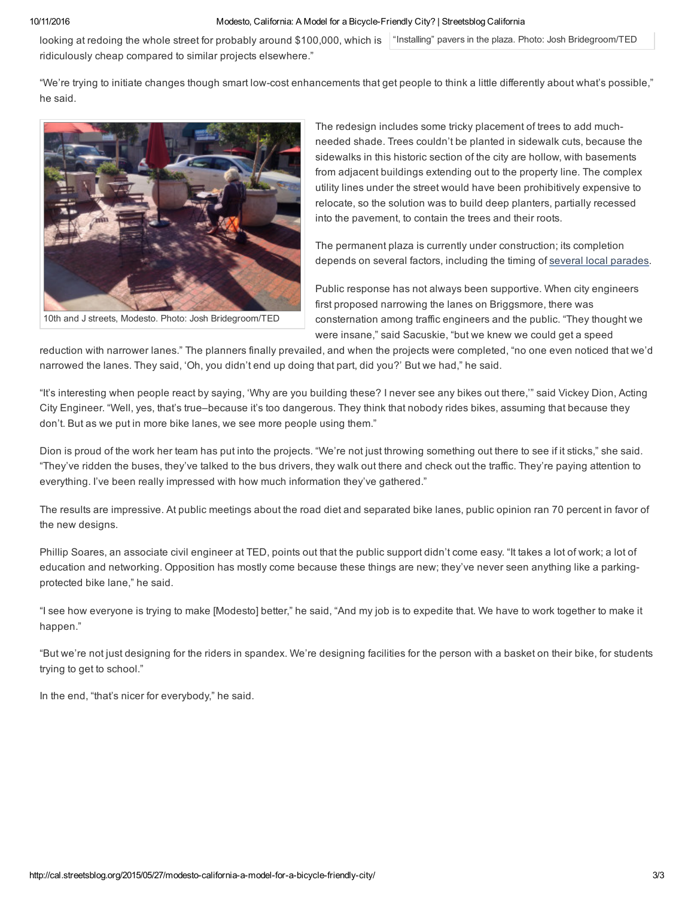looking at redoing the whole street for probably around $100,000, which is ridiculously cheap compared to similar projects elsewhere."

"Installing" pavers in the plaza. Photo: Josh Bridegroom/TED

"We're trying to initiate changes though smart low-cost enhancements that get people to think a little differently about what's possible," he said.

10th and J streets, Modesto. Photo: Josh Bridegroom/TED

The redesign includes some tricky placement of trees to add much-needed shade. Trees couldn't be planted in sidewalk cuts, because the sidewalks in this historic section of the city are hollow, with basements from adjacent buildings extending out to the property line. The complex utility lines under the street would have been prohibitively expensive to relocate, so the solution was to build deep planters, partially recessed into the pavement, to contain the trees and their roots.

The permanent plaza is currently under construction; its completion depends on several factors, including the timing of several local parades.

Public response has not always been supportive. When city engineers first proposed narrowing the lanes on Briggsmore, there was consternation among traffic engineers and the public. "They thought we were insane," said Sacuskie, "but we knew we could get a speed reduction with narrower lanes." The planners finally prevailed, and when the projects were completed, "no one even noticed that we'd narrowed the lanes. They said, 'Oh, you didn't end up doing that part, did you?' But we had," he said.

"It's interesting when people react by saying, 'Why are you building these? I never see any bikes out there,'" said Vickey Dion, Acting City Engineer. "Well, yes, that's true–because it's too dangerous. They think that nobody rides bikes, assuming that because they don't. But as we put in more bike lanes, we see more people using them."

Dion is proud of the work her team has put into the projects. "We're not just throwing something out there to see if it sticks," she said. "They've ridden the buses, they've talked to the bus drivers, they walk out there and check out the traffic. They're paying attention to everything. I've been really impressed with how much information they've gathered."

The results are impressive. At public meetings about the road diet and separated bike lanes, public opinion ran 70 percent in favor of the new designs.

Phillip Soares, an associate civil engineer at TED, points out that the public support didn't come easy. "It takes a lot of work; a lot of education and networking. Opposition has mostly come because these things are new; they've never seen anything like a parking-protected bike lane," he said.

"I see how everyone is trying to make [Modesto] better," he said, "And my job is to expedite that. We have to work together to make it happen."

"But we're not just designing for the riders in spandex. We're designing facilities for the person with a basket on their bike, for students trying to get to school."

In the end, "that's nicer for everybody," he said.